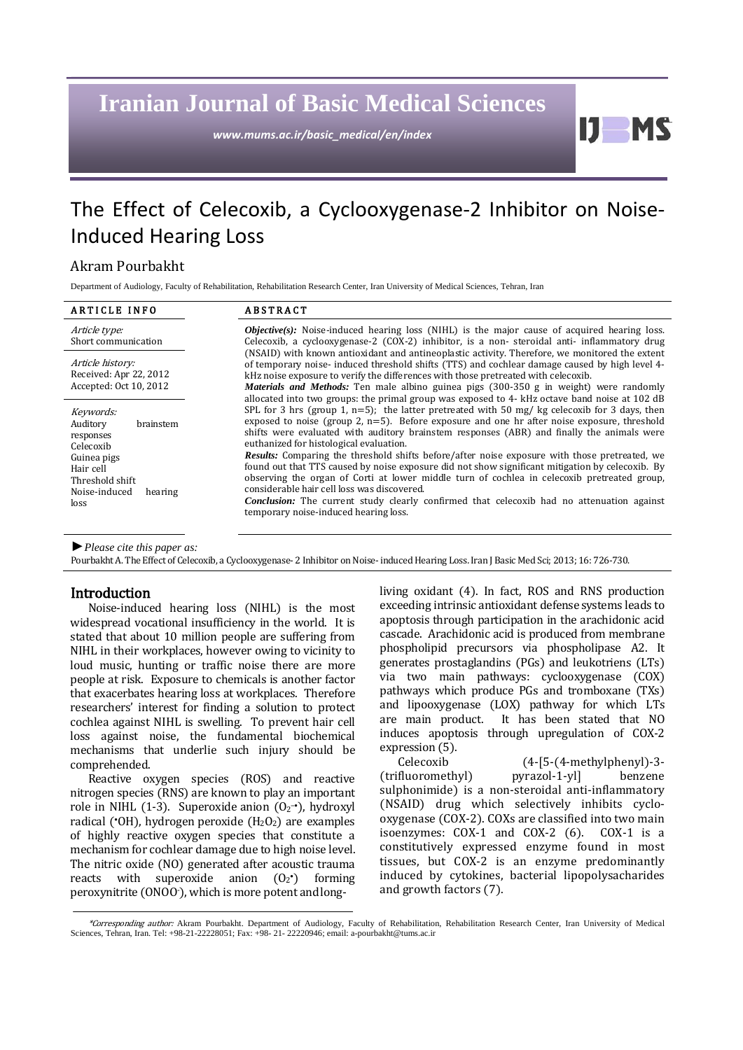# Iranian Journal of Basic Medical Sciences

*www.mums.ac.ir/basic_medical/en/index*

# The Effect of Celecoxib, a Cyclooxygenase-2 Inhibitor on Noise-Induced Hearing Loss

## Akram Pourbakht

Department of Audiology, Faculty of Rehabilitation, Rehabilitation Research Center, Iran University of Medical Sciences, Tehran, Iran

**ARTICLE INFO**

*Article type:*
Short communication

*Article history:*
Received: Apr 22, 2012
Accepted: Oct 10, 2012

*Keywords:*
Auditory brainstem responses
Celecoxib
Guinea pigs
Hair cell
Threshold shift
Noise-induced hearing loss

**ABSTRACT**

***Objective(s):*** Noise-induced hearing loss (NIHL) is the major cause of acquired hearing loss. Celecoxib, a cyclooxygenase-2 (COX-2) inhibitor, is a non- steroidal anti- inflammatory drug (NSAID) with known antioxidant and antineoplastic activity. Therefore, we monitored the extent of temporary noise- induced threshold shifts (TTS) and cochlear damage caused by high level 4-kHz noise exposure to verify the differences with those pretreated with celecoxib.

***Materials and Methods:*** Ten male albino guinea pigs (300-350 g in weight) were randomly allocated into two groups: the primal group was exposed to 4- kHz octave band noise at 102 dB SPL for 3 hrs (group 1, n=5); the latter pretreated with 50 mg/ kg celecoxib for 3 days, then exposed to noise (group 2, n=5). Before exposure and one hr after noise exposure, threshold shifts were evaluated with auditory brainstem responses (ABR) and finally the animals were euthanized for histological evaluation.

***Results:*** Comparing the threshold shifts before/after noise exposure with those pretreated, we found out that TTS caused by noise exposure did not show significant mitigation by celecoxib. By observing the organ of Corti at lower middle turn of cochlea in celecoxib pretreated group, considerable hair cell loss was discovered.

***Conclusion:*** The current study clearly confirmed that celecoxib had no attenuation against temporary noise-induced hearing loss.

►*Please cite this paper as:*
Pourbakht A. The Effect of Celecoxib, a Cyclooxygenase- 2 Inhibitor on Noise- induced Hearing Loss. Iran J Basic Med Sci; 2013; 16: 726-730.

## Introduction

Noise-induced hearing loss (NIHL) is the most widespread vocational insufficiency in the world. It is stated that about 10 million people are suffering from NIHL in their workplaces, however owing to vicinity to loud music, hunting or traffic noise there are more people at risk. Exposure to chemicals is another factor that exacerbates hearing loss at workplaces. Therefore researchers' interest for finding a solution to protect cochlea against NIHL is swelling. To prevent hair cell loss against noise, the fundamental biochemical mechanisms that underlie such injury should be comprehended.

Reactive oxygen species (ROS) and reactive nitrogen species (RNS) are known to play an important role in NIHL (1-3). Superoxide anion ($O_2^{-\bullet}$), hydroxyl radical ($^{\bullet}OH$), hydrogen peroxide ($H_2O_2$) are examples of highly reactive oxygen species that constitute a mechanism for cochlear damage due to high noise level. The nitric oxide (NO) generated after acoustic trauma reacts with superoxide anion ($O_2^{\bullet}$) forming peroxynitrite ($ONOO^-$), which is more potent and long-living oxidant (4). In fact, ROS and RNS production exceeding intrinsic antioxidant defense systems leads to apoptosis through participation in the arachidonic acid cascade. Arachidonic acid is produced from membrane phospholipid precursors via phospholipase A2. It generates prostaglandins (PGs) and leukotriens (LTs) via two main pathways: cyclooxygenase (COX) pathways which produce PGs and tromboxane (TXs) and lipooxygenase (LOX) pathway for which LTs are main product. It has been stated that NO induces apoptosis through upregulation of COX-2 expression (5).

Celecoxib (4-[5-(4-methylphenyl)-3-(trifluoromethyl) pyrazol-1-yl] benzene sulphonimide) is a non-steroidal anti-inflammatory (NSAID) drug which selectively inhibits cyclo-oxygenase (COX-2). COXs are classified into two main isoenzymes: COX-1 and COX-2 (6). COX-1 is a constitutively expressed enzyme found in most tissues, but COX-2 is an enzyme predominantly induced by cytokines, bacterial lipopolysacharides and growth factors (7).

*\*Corresponding author:* Akram Pourbakht. Department of Audiology, Faculty of Rehabilitation, Rehabilitation Research Center, Iran University of Medical Sciences, Tehran, Iran. Tel: +98-21-22228051; Fax: +98- 21- 22220946; email: a-pourbakht@tums.ac.ir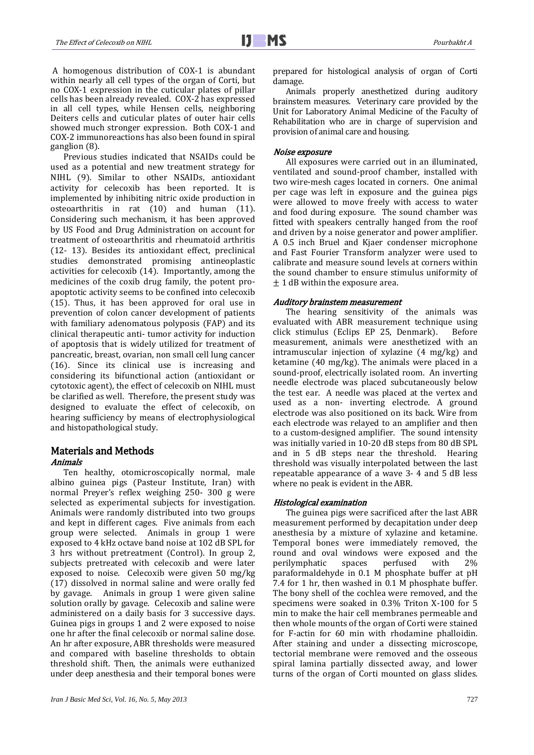A homogenous distribution of COX-1 is abundant within nearly all cell types of the organ of Corti, but no COX-1 expression in the cuticular plates of pillar cells has been already revealed. COX-2 has expressed in all cell types, while Hensen cells, neighboring Deiters cells and cuticular plates of outer hair cells showed much stronger expression. Both COX-1 and COX-2 immunoreactions has also been found in spiral ganglion (8).

Previous studies indicated that NSAIDs could be used as a potential and new treatment strategy for NIHL (9). Similar to other NSAIDs, antioxidant activity for celecoxib has been reported. It is implemented by inhibiting nitric oxide production in osteoarthritis in rat (10) and human (11). Considering such mechanism, it has been approved by US Food and Drug Administration on account for treatment of osteoarthritis and rheumatoid arthritis (12- 13). Besides its antioxidant effect, preclinical studies demonstrated promising antineoplastic activities for celecoxib (14). Importantly, among the medicines of the coxib drug family, the potent pro-apoptotic activity seems to be confined into celecoxib (15). Thus, it has been approved for oral use in prevention of colon cancer development of patients with familiary adenomatous polyposis (FAP) and its clinical therapeutic anti- tumor activity for induction of apoptosis that is widely utilized for treatment of pancreatic, breast, ovarian, non small cell lung cancer (16). Since its clinical use is increasing and considering its bifunctional action (antioxidant or cytotoxic agent), the effect of celecoxib on NIHL must be clarified as well. Therefore, the present study was designed to evaluate the effect of celecoxib, on hearing sufficiency by means of electrophysiological and histopathological study.

## Materials and Methods

### *Animals*

Ten healthy, otomicroscopically normal, male albino guinea pigs (Pasteur Institute, Iran) with normal Preyer's reflex weighing 250- 300 g were selected as experimental subjects for investigation. Animals were randomly distributed into two groups and kept in different cages. Five animals from each group were selected. Animals in group 1 were exposed to 4 kHz octave band noise at 102 dB SPL for 3 hrs without pretreatment (Control). In group 2, subjects pretreated with celecoxib and were later exposed to noise. Celecoxib were given 50 mg/kg (17) dissolved in normal saline and were orally fed by gavage. Animals in group 1 were given saline solution orally by gavage. Celecoxib and saline were administered on a daily basis for 3 successive days. Guinea pigs in groups 1 and 2 were exposed to noise one hr after the final celecoxib or normal saline dose. An hr after exposure, ABR thresholds were measured and compared with baseline thresholds to obtain threshold shift. Then, the animals were euthanized under deep anesthesia and their temporal bones were prepared for histological analysis of organ of Corti damage.

Animals properly anesthetized during auditory brainstem measures. Veterinary care provided by the Unit for Laboratory Animal Medicine of the Faculty of Rehabilitation who are in charge of supervision and provision of animal care and housing.

### *Noise exposure*

All exposures were carried out in an illuminated, ventilated and sound-proof chamber, installed with two wire-mesh cages located in corners. One animal per cage was left in exposure and the guinea pigs were allowed to move freely with access to water and food during exposure. The sound chamber was fitted with speakers centrally hanged from the roof and driven by a noise generator and power amplifier. A 0.5 inch Bruel and Kjaer condenser microphone and Fast Fourier Transform analyzer were used to calibrate and measure sound levels at corners within the sound chamber to ensure stimulus uniformity of $\pm$ 1 dB within the exposure area.

### *Auditory brainstem measurement*

The hearing sensitivity of the animals was evaluated with ABR measurement technique using click stimulus (Eclips EP 25, Denmark). Before measurement, animals were anesthetized with an intramuscular injection of xylazine (4 mg/kg) and ketamine (40 mg/kg). The animals were placed in a sound-proof, electrically isolated room. An inverting needle electrode was placed subcutaneously below the test ear. A needle was placed at the vertex and used as a non- inverting electrode. A ground electrode was also positioned on its back. Wire from each electrode was relayed to an amplifier and then to a custom-designed amplifier. The sound intensity was initially varied in 10-20 dB steps from 80 dB SPL and in 5 dB steps near the threshold. Hearing threshold was visually interpolated between the last repeatable appearance of a wave 3- 4 and 5 dB less where no peak is evident in the ABR.

### *Histological examination*

The guinea pigs were sacrificed after the last ABR measurement performed by decapitation under deep anesthesia by a mixture of xylazine and ketamine. Temporal bones were immediately removed, the round and oval windows were exposed and the perilymphatic spaces perfused with 2% paraformaldehyde in 0.1 M phosphate buffer at pH 7.4 for 1 hr, then washed in 0.1 M phosphate buffer. The bony shell of the cochlea were removed, and the specimens were soaked in 0.3% Triton X-100 for 5 min to make the hair cell membranes permeable and then whole mounts of the organ of Corti were stained for F-actin for 60 min with rhodamine phalloidin. After staining and under a dissecting microscope, tectorial membrane were removed and the osseous spiral lamina partially dissected away, and lower turns of the organ of Corti mounted on glass slides.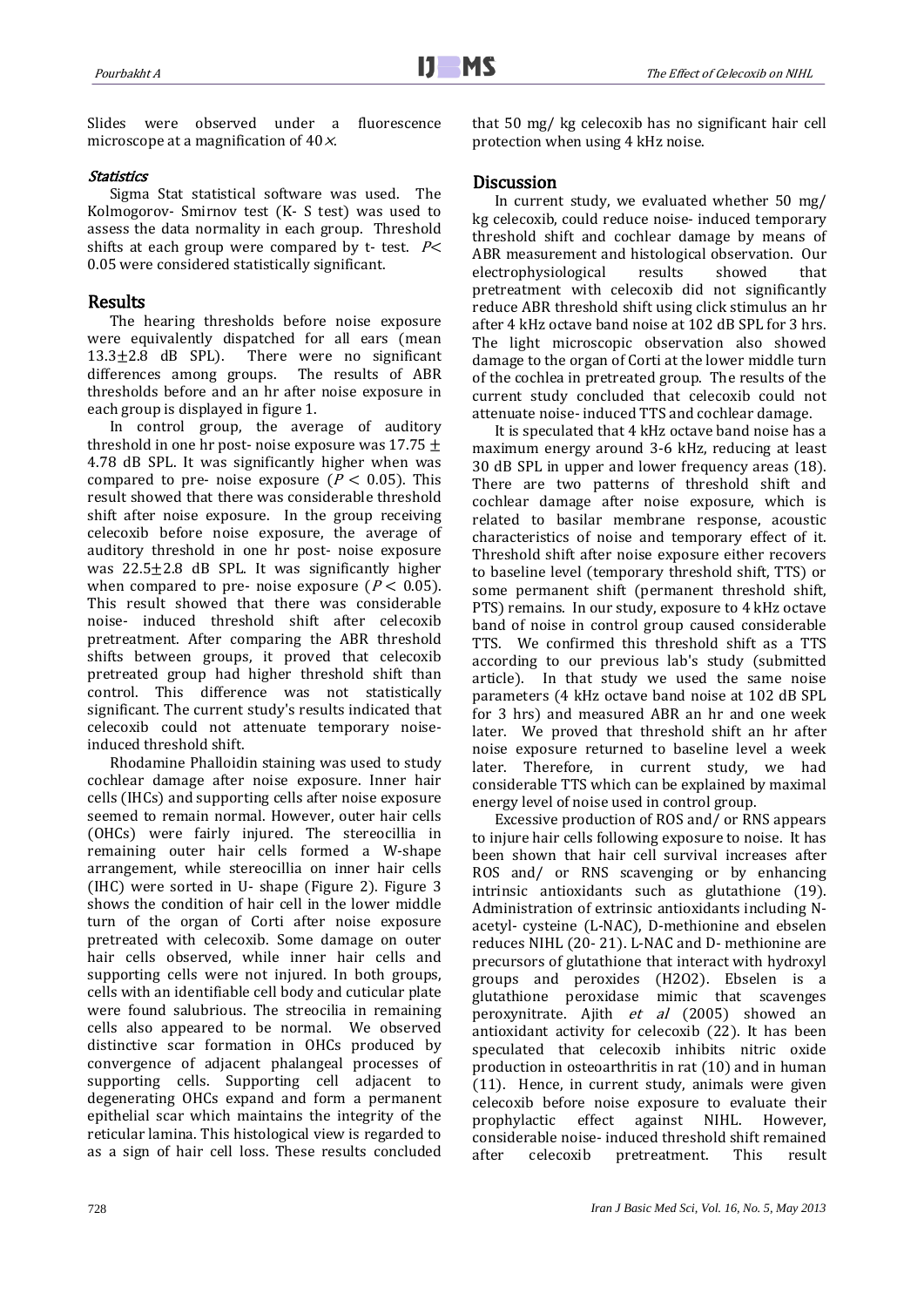Slides were observed under a fluorescence microscope at a magnification of 40×.

### *Statistics*

Sigma Stat statistical software was used. The Kolmogorov- Smirnov test (K- S test) was used to assess the data normality in each group. Threshold shifts at each group were compared by t- test. $P< 0.05$ were considered statistically significant.

## Results

The hearing thresholds before noise exposure were equivalently dispatched for all ears (mean 13.3±2.8 dB SPL). There were no significant differences among groups. The results of ABR thresholds before and an hr after noise exposure in each group is displayed in figure 1.

In control group, the average of auditory threshold in one hr post- noise exposure was 17.75 ± 4.78 dB SPL. It was significantly higher when was compared to pre- noise exposure ($P < 0.05$). This result showed that there was considerable threshold shift after noise exposure. In the group receiving celecoxib before noise exposure, the average of auditory threshold in one hr post- noise exposure was 22.5±2.8 dB SPL. It was significantly higher when compared to pre- noise exposure ($P < 0.05$). This result showed that there was considerable noise- induced threshold shift after celecoxib pretreatment. After comparing the ABR threshold shifts between groups, it proved that celecoxib pretreated group had higher threshold shift than control. This difference was not statistically significant. The current study's results indicated that celecoxib could not attenuate temporary noise-induced threshold shift.

Rhodamine Phalloidin staining was used to study cochlear damage after noise exposure. Inner hair cells (IHCs) and supporting cells after noise exposure seemed to remain normal. However, outer hair cells (OHCs) were fairly injured. The stereocillia in remaining outer hair cells formed a W-shape arrangement, while stereocillia on inner hair cells (IHC) were sorted in U- shape (Figure 2). Figure 3 shows the condition of hair cell in the lower middle turn of the organ of Corti after noise exposure pretreated with celecoxib. Some damage on outer hair cells observed, while inner hair cells and supporting cells were not injured. In both groups, cells with an identifiable cell body and cuticular plate were found salubrious. The streocilia in remaining cells also appeared to be normal. We observed distinctive scar formation in OHCs produced by convergence of adjacent phalangeal processes of supporting cells. Supporting cell adjacent to degenerating OHCs expand and form a permanent epithelial scar which maintains the integrity of the reticular lamina. This histological view is regarded to as a sign of hair cell loss. These results concluded that 50 mg/ kg celecoxib has no significant hair cell protection when using 4 kHz noise.

## Discussion

In current study, we evaluated whether 50 mg/ kg celecoxib, could reduce noise- induced temporary threshold shift and cochlear damage by means of ABR measurement and histological observation. Our electrophysiological results showed that pretreatment with celecoxib did not significantly reduce ABR threshold shift using click stimulus an hr after 4 kHz octave band noise at 102 dB SPL for 3 hrs. The light microscopic observation also showed damage to the organ of Corti at the lower middle turn of the cochlea in pretreated group. The results of the current study concluded that celecoxib could not attenuate noise- induced TTS and cochlear damage.

It is speculated that 4 kHz octave band noise has a maximum energy around 3-6 kHz, reducing at least 30 dB SPL in upper and lower frequency areas (18). There are two patterns of threshold shift and cochlear damage after noise exposure, which is related to basilar membrane response, acoustic characteristics of noise and temporary effect of it. Threshold shift after noise exposure either recovers to baseline level (temporary threshold shift, TTS) or some permanent shift (permanent threshold shift, PTS) remains. In our study, exposure to 4 kHz octave band of noise in control group caused considerable TTS. We confirmed this threshold shift as a TTS according to our previous lab's study (submitted article). In that study we used the same noise parameters (4 kHz octave band noise at 102 dB SPL for 3 hrs) and measured ABR an hr and one week later. We proved that threshold shift an hr after noise exposure returned to baseline level a week later. Therefore, in current study, we had considerable TTS which can be explained by maximal energy level of noise used in control group.

Excessive production of ROS and/ or RNS appears to injure hair cells following exposure to noise. It has been shown that hair cell survival increases after ROS and/ or RNS scavenging or by enhancing intrinsic antioxidants such as glutathione (19). Administration of extrinsic antioxidants including N-acetyl- cysteine (L-NAC), D-methionine and ebselen reduces NIHL (20- 21). L-NAC and D- methionine are precursors of glutathione that interact with hydroxyl groups and peroxides ($H_2O_2$). Ebselen is a glutathione peroxidase mimic that scavenges peroxynitrate. Ajith *et al* (2005) showed an antioxidant activity for celecoxib (22). It has been speculated that celecoxib inhibits nitric oxide production in osteoarthritis in rat (10) and in human (11). Hence, in current study, animals were given celecoxib before noise exposure to evaluate their prophylactic effect against NIHL. However, considerable noise- induced threshold shift remained after celecoxib pretreatment. This result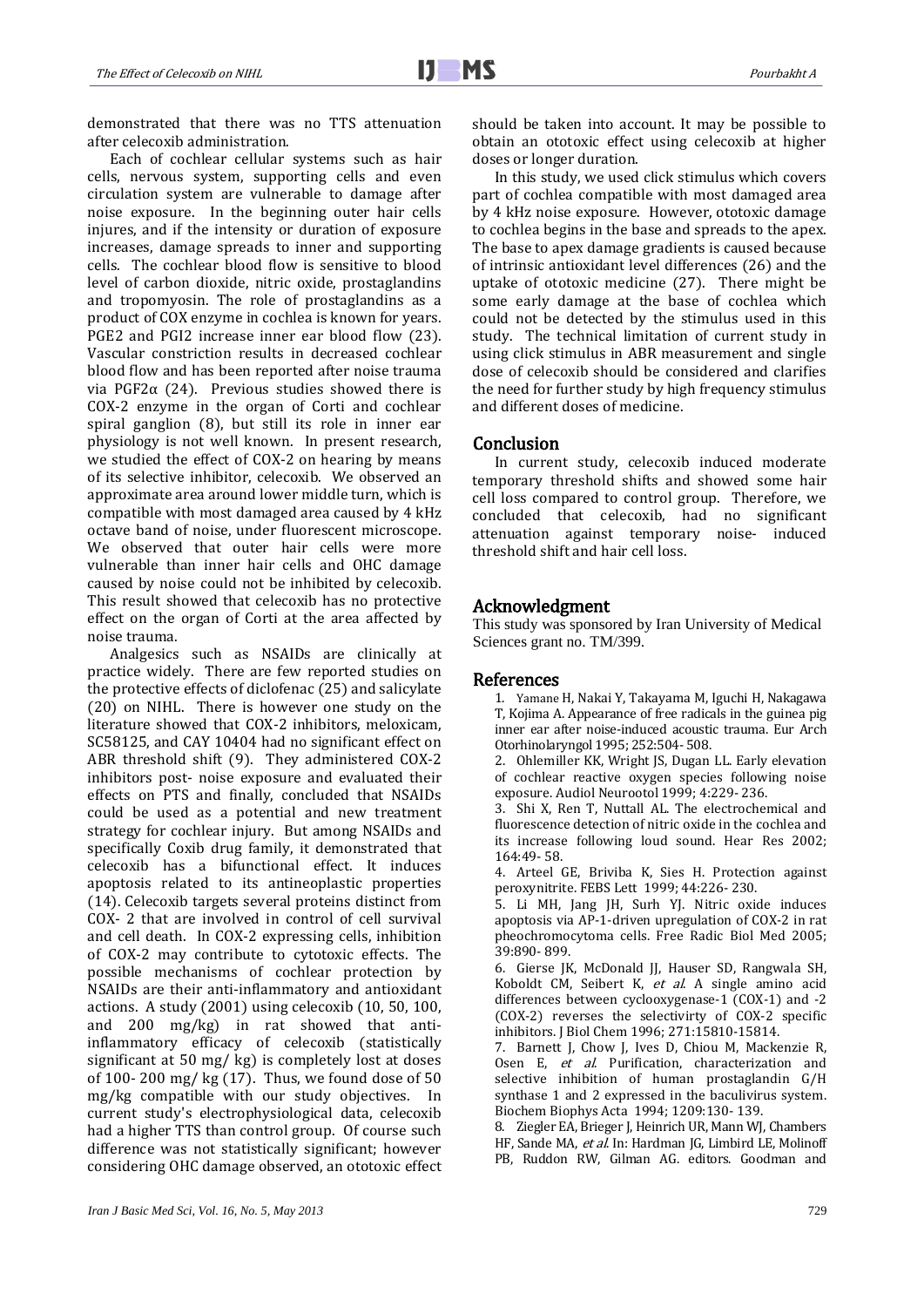demonstrated that there was no TTS attenuation after celecoxib administration.

Each of cochlear cellular systems such as hair cells, nervous system, supporting cells and even circulation system are vulnerable to damage after noise exposure. In the beginning outer hair cells injures, and if the intensity or duration of exposure increases, damage spreads to inner and supporting cells. The cochlear blood flow is sensitive to blood level of carbon dioxide, nitric oxide, prostaglandins and tropomyosin. The role of prostaglandins as a product of COX enzyme in cochlea is known for years. PGE2 and PGI2 increase inner ear blood flow (23). Vascular constriction results in decreased cochlear blood flow and has been reported after noise trauma via PGF2α (24). Previous studies showed there is COX-2 enzyme in the organ of Corti and cochlear spiral ganglion (8), but still its role in inner ear physiology is not well known. In present research, we studied the effect of COX-2 on hearing by means of its selective inhibitor, celecoxib. We observed an approximate area around lower middle turn, which is compatible with most damaged area caused by 4 kHz octave band of noise, under fluorescent microscope. We observed that outer hair cells were more vulnerable than inner hair cells and OHC damage caused by noise could not be inhibited by celecoxib. This result showed that celecoxib has no protective effect on the organ of Corti at the area affected by noise trauma.

Analgesics such as NSAIDs are clinically at practice widely. There are few reported studies on the protective effects of diclofenac (25) and salicylate (20) on NIHL. There is however one study on the literature showed that COX-2 inhibitors, meloxicam, SC58125, and CAY 10404 had no significant effect on ABR threshold shift (9). They administered COX-2 inhibitors post- noise exposure and evaluated their effects on PTS and finally, concluded that NSAIDs could be used as a potential and new treatment strategy for cochlear injury. But among NSAIDs and specifically Coxib drug family, it demonstrated that celecoxib has a bifunctional effect. It induces apoptosis related to its antineoplastic properties (14). Celecoxib targets several proteins distinct from COX- 2 that are involved in control of cell survival and cell death. In COX-2 expressing cells, inhibition of COX-2 may contribute to cytotoxic effects. The possible mechanisms of cochlear protection by NSAIDs are their anti-inflammatory and antioxidant actions. A study (2001) using celecoxib (10, 50, 100, and 200 mg/kg) in rat showed that anti-inflammatory efficacy of celecoxib (statistically significant at 50 mg/ kg) is completely lost at doses of 100- 200 mg/ kg (17). Thus, we found dose of 50 mg/kg compatible with our study objectives. In current study's electrophysiological data, celecoxib had a higher TTS than control group. Of course such difference was not statistically significant; however considering OHC damage observed, an ototoxic effect should be taken into account. It may be possible to obtain an ototoxic effect using celecoxib at higher doses or longer duration.

In this study, we used click stimulus which covers part of cochlea compatible with most damaged area by 4 kHz noise exposure. However, ototoxic damage to cochlea begins in the base and spreads to the apex. The base to apex damage gradients is caused because of intrinsic antioxidant level differences (26) and the uptake of ototoxic medicine (27). There might be some early damage at the base of cochlea which could not be detected by the stimulus used in this study. The technical limitation of current study in using click stimulus in ABR measurement and single dose of celecoxib should be considered and clarifies the need for further study by high frequency stimulus and different doses of medicine.

## Conclusion

In current study, celecoxib induced moderate temporary threshold shifts and showed some hair cell loss compared to control group. Therefore, we concluded that celecoxib, had no significant attenuation against temporary noise- induced threshold shift and hair cell loss.

## Acknowledgment

This study was sponsored by Iran University of Medical Sciences grant no. TM/399.

## References

1. Yamane H, Nakai Y, Takayama M, Iguchi H, Nakagawa T, Kojima A. Appearance of free radicals in the guinea pig inner ear after noise-induced acoustic trauma. Eur Arch Otorhinolaryngol 1995; 252:504- 508.
2. Ohlemiller KK, Wright JS, Dugan LL. Early elevation of cochlear reactive oxygen species following noise exposure. Audiol Neurootol 1999; 4:229- 236.
3. Shi X, Ren T, Nuttall AL. The electrochemical and fluorescence detection of nitric oxide in the cochlea and its increase following loud sound. Hear Res 2002; 164:49- 58.
4. Arteel GE, Briviba K, Sies H. Protection against peroxynitrite. FEBS Lett 1999; 44:226- 230.
5. Li MH, Jang JH, Surh YJ. Nitric oxide induces apoptosis via AP-1-driven upregulation of COX-2 in rat pheochromocytoma cells. Free Radic Biol Med 2005; 39:890- 899.
6. Gierse JK, McDonald JJ, Hauser SD, Rangwala SH, Koboldt CM, Seibert K, *et al.* A single amino acid differences between cyclooxygenase-1 (COX-1) and -2 (COX-2) reverses the selectivirty of COX-2 specific inhibitors. J Biol Chem 1996; 271:15810-15814.
7. Barnett J, Chow J, Ives D, Chiou M, Mackenzie R, Osen E, *et al.* Purification, characterization and selective inhibition of human prostaglandin G/H synthase 1 and 2 expressed in the baculivirus system. Biochem Biophys Acta 1994; 1209:130- 139.
8. Ziegler EA, Brieger J, Heinrich UR, Mann WJ, Chambers HF, Sande MA, *et al.* In: Hardman JG, Limbird LE, Molinoff PB, Ruddon RW, Gilman AG. editors. Goodman and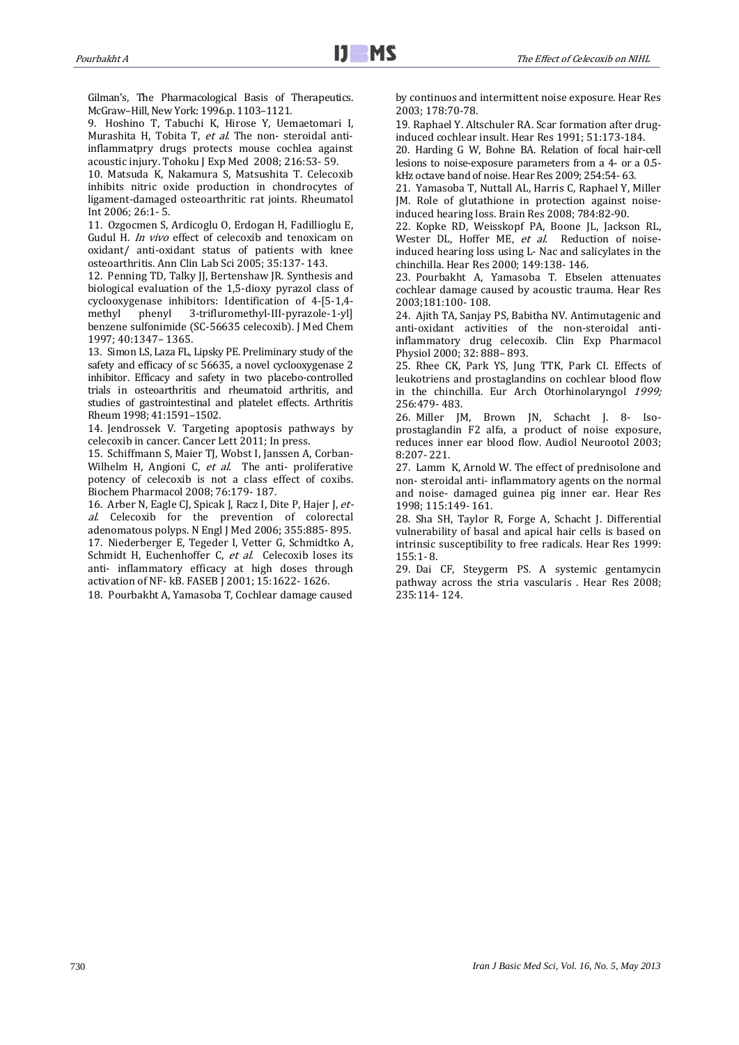Gilman's, The Pharmacological Basis of Therapeutics. McGraw–Hill, New York: 1996.p. 1103–1121.

9. Hoshino T, Tabuchi K, Hirose Y, Uemaetomari I, Murashita H, Tobita T, *et al*. The non- steroidal anti-inflammatpry drugs protects mouse cochlea against acoustic injury. Tohoku J Exp Med 2008; 216:53- 59.

10. Matsuda K, Nakamura S, Matsushita T. Celecoxib inhibits nitric oxide production in chondrocytes of ligament-damaged osteoarthritic rat joints. Rheumatol Int 2006; 26:1- 5.

11. Ozgocmen S, Ardicoglu O, Erdogan H, Fadillioglu E, Gudul H. *In vivo* effect of celecoxib and tenoxicam on oxidant/ anti-oxidant status of patients with knee osteoarthritis. Ann Clin Lab Sci 2005; 35:137- 143.

12. Penning TD, Talky JJ, Bertenshaw JR. Synthesis and biological evaluation of the 1,5-dioxy pyrazol class of cyclooxygenase inhibitors: Identification of 4-[5-1,4-methyl phenyl 3-triflurommethyl-III-pyrazole-1-yl] benzene sulfonimide (SC-56635 celecoxib). J Med Chem 1997; 40:1347– 1365.

13. Simon LS, Laza FL, Lipsky PE. Preliminary study of the safety and efficacy of sc 56635, a novel cyclooxygenase 2 inhibitor. Efficacy and safety in two placebo-controlled trials in osteoarthritis and rheumatoid arthritis, and studies of gastrointestinal and platelet effects. Arthritis Rheum 1998; 41:1591–1502.

14. Jendrossek V. Targeting apoptosis pathways by celecoxib in cancer. Cancer Lett 2011; In press.

15. Schiffmann S, Maier TJ, Wobst I, Janssen A, Corban-Wilhelm H, Angioni C, *et al*. The anti- proliferative potency of celecoxib is not a class effect of coxibs. Biochem Pharmacol 2008; 76:179- 187.

16. Arber N, Eagle CJ, Spicak J, Racz I, Dite P, Hajer J, *et-al*. Celecoxib for the prevention of colorectal adenomatous polyps. N Engl J Med 2006; 355:885- 895.

17. Niederberger E, Tegeder I, Vetter G, Schmidtko A, Schmidt H, Euchenhoffer C, *et al*. Celecoxib loses its anti- inflammatory efficacy at high doses through activation of NF- kB. FASEB J 2001; 15:1622- 1626.

18. Pourbakht A, Yamasoba T, Cochlear damage caused by continuos and intermittent noise exposure. Hear Res 2003; 178:70-78.

19. Raphael Y. Altschuler RA. Scar formation after drug-induced cochlear insult. Hear Res 1991; 51:173-184.

20. Harding G W, Bohne BA. Relation of focal hair-cell lesions to noise-exposure parameters from a 4- or a 0.5-kHz octave band of noise. Hear Res 2009; 254:54- 63.

21. Yamasoba T, Nuttall AL, Harris C, Raphael Y, Miller JM. Role of glutathione in protection against noise-induced hearing loss. Brain Res 2008; 784:82-90.

22. Kopke RD, Weisskopf PA, Boone JL, Jackson RL, Wester DL, Hoffer ME, *et al*. Reduction of noise-induced hearing loss using L- Nac and salicylates in the chinchilla. Hear Res 2000; 149:138- 146.

23. Pourbakht A, Yamasoba T. Ebselen attenuates cochlear damage caused by acoustic trauma. Hear Res 2003;181:100- 108.

24. Ajith TA, Sanjay PS, Babitha NV. Antimutagenic and anti-oxidant activities of the non-steroidal anti-inflammatory drug celecoxib. Clin Exp Pharmacol Physiol 2000; 32: 888– 893.

25. Rhee CK, Park YS, Jung TTK, Park CI. Effects of leukotriens and prostaglandins on cochlear blood flow in the chinchilla. Eur Arch Otorhinolaryngol *1999;* 256:479- 483.

26. Miller JM, Brown JN, Schacht J. 8- Iso-prostaglandin F2 alfa, a product of noise exposure, reduces inner ear blood flow. Audiol Neurootol 2003; 8:207- 221.

27. Lamm K, Arnold W. The effect of prednisolone and non- steroidal anti- inflammatory agents on the normal and noise- damaged guinea pig inner ear. Hear Res 1998; 115:149- 161.

28. Sha SH, Taylor R, Forge A, Schacht J. Differential vulnerability of basal and apical hair cells is based on intrinsic susceptibility to free radicals. Hear Res 1999: 155:1- 8.

29. Dai CF, Steygerm PS. A systemic gentamycin pathway across the stria vascularis . Hear Res 2008; 235:114- 124.